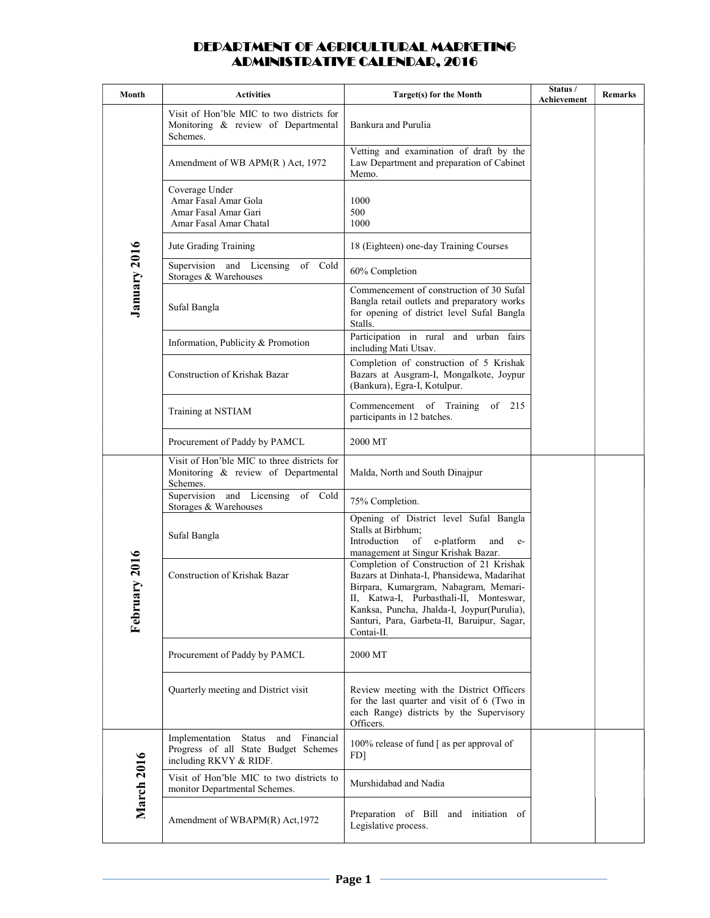# DEPARTMENT OF AGRICULTURAL MARKETING
# ADMINISTRATIVE CALENDAR, 2016

| Month | Activities | Target(s) for the Month | Status / Achievement | Remarks |
|---|---|---|---|---|
| January 2016 | Visit of Hon'ble MIC to two districts for Monitoring & review of Departmental Schemes. | Bankura and Purulia | | |
| | Amendment of WB APM(R ) Act, 1972 | Vetting and examination of draft by the Law Department and preparation of Cabinet Memo. | | |
| | Coverage Under<br>Amar Fasal Amar Gola<br>Amar Fasal Amar Gari<br>Amar Fasal Amar Chatal | <br>1000<br>500<br>1000 | | |
| | Jute Grading Training | 18 (Eighteen) one-day Training Courses | | |
| | Supervision and Licensing of Cold Storages & Warehouses | 60% Completion | | |
| | Sufal Bangla | Commencement of construction of 30 Sufal Bangla retail outlets and preparatory works for opening of district level Sufal Bangla Stalls. | | |
| | Information, Publicity & Promotion | Participation in rural and urban fairs including Mati Utsav. | | |
| | Construction of Krishak Bazar | Completion of construction of 5 Krishak Bazars at Ausgram-I, Mongalkote, Joypur (Bankura), Egra-I, Kotulpur. | | |
| | Training at NSTIAM | Commencement of Training of 215 participants in 12 batches. | | |
| | Procurement of Paddy by PAMCL | 2000 MT | | |
| February 2016 | Visit of Hon'ble MIC to three districts for Monitoring & review of Departmental Schemes. | Malda, North and South Dinajpur | | |
| | Supervision and Licensing of Cold Storages & Warehouses | 75% Completion. | | |
| | Sufal Bangla | Opening of District level Sufal Bangla Stalls at Birbhum;<br>Introduction of e-platform and e-management at Singur Krishak Bazar. | | |
| | Construction of Krishak Bazar | Completion of Construction of 21 Krishak Bazars at Dinhata-I, Phansidewa, Madarihat Birpara, Kumargram, Nabagram, Memari-II, Katwa-I, Purbasthali-II, Monteswar, Kanksa, Puncha, Jhalda-I, Joypur(Purulia), Santuri, Para, Garbeta-II, Baruipur, Sagar, Contai-II. | | |
| | Procurement of Paddy by PAMCL | 2000 MT | | |
| | Quarterly meeting and District visit | Review meeting with the District Officers for the last quarter and visit of 6 (Two in each Range) districts by the Supervisory Officers. | | |
| March 2016 | Implementation Status and Financial Progress of all State Budget Schemes including RKVY & RIDF. | 100% release of fund [ as per approval of FD] | | |
| | Visit of Hon'ble MIC to two districts to monitor Departmental Schemes. | Murshidabad and Nadia | | |
| | Amendment of WBAPM(R) Act,1972 | Preparation of Bill and initiation of Legislative process. | | |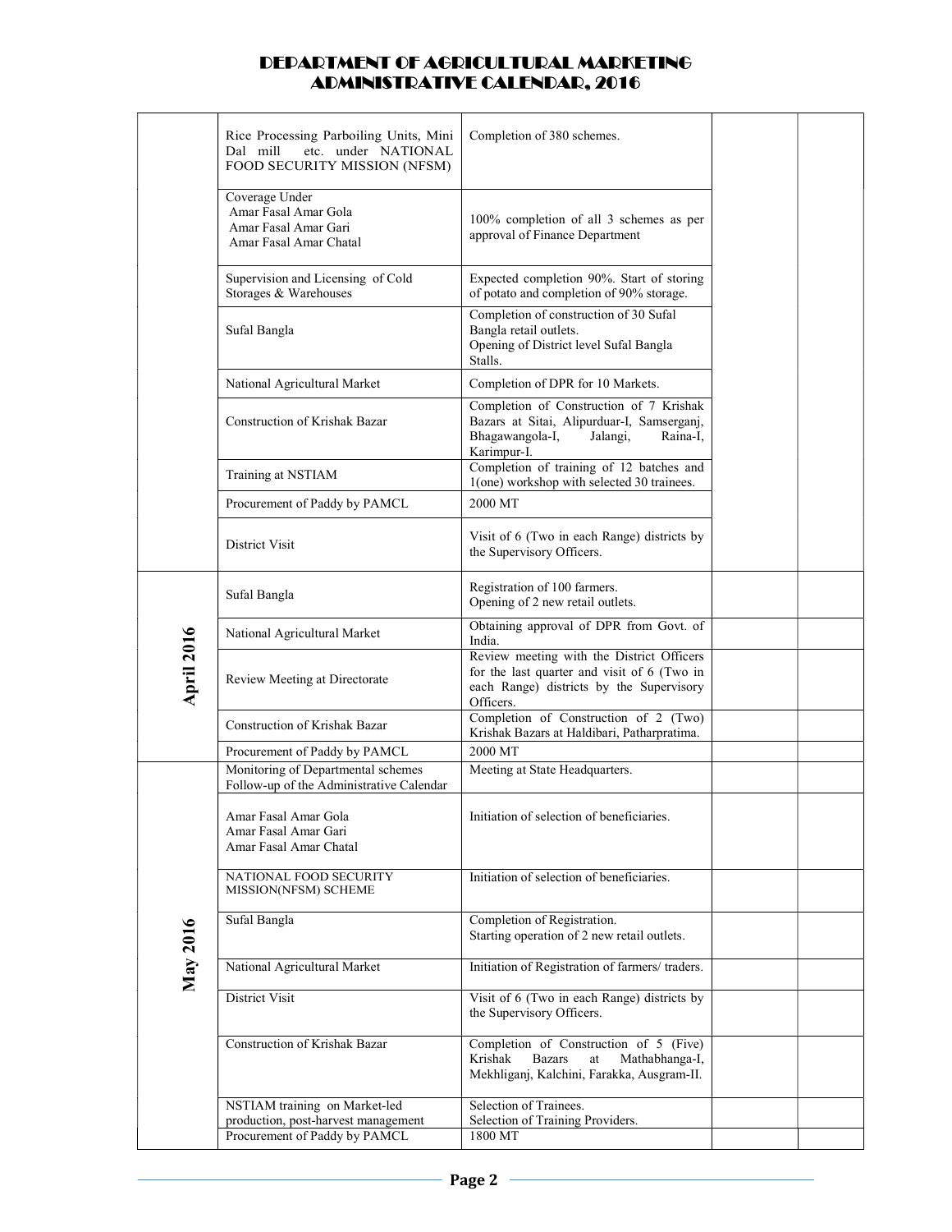# DEPARTMENT OF AGRICULTURAL MARKETING
## ADMINISTRATIVE CALENDAR, 2016

| | | | | |
|---|---|---|---|---|
| | Rice Processing Parboiling Units, Mini Dal mill etc. under NATIONAL FOOD SECURITY MISSION (NFSM) | Completion of 380 schemes. | | |
| | Coverage Under<br>Amar Fasal Amar Gola<br>Amar Fasal Amar Gari<br>Amar Fasal Amar Chatal | 100% completion of all 3 schemes as per approval of Finance Department | | |
| | Supervision and Licensing of Cold Storages & Warehouses | Expected completion 90%. Start of storing of potato and completion of 90% storage. | | |
| | Sufal Bangla | Completion of construction of 30 Sufal Bangla retail outlets.<br>Opening of District level Sufal Bangla Stalls. | | |
| | National Agricultural Market | Completion of DPR for 10 Markets. | | |
| | Construction of Krishak Bazar | Completion of Construction of 7 Krishak Bazars at Sitai, Alipurduar-I, Samserganj, Bhagawangola-I, Jalangi, Raina-I, Karimpur-I. | | |
| | Training at NSTIAM | Completion of training of 12 batches and 1(one) workshop with selected 30 trainees. | | |
| | Procurement of Paddy by PAMCL | 2000 MT | | |
| | District Visit | Visit of 6 (Two in each Range) districts by the Supervisory Officers. | | |
| **April 2016** | Sufal Bangla | Registration of 100 farmers.<br>Opening of 2 new retail outlets. | | |
| | National Agricultural Market | Obtaining approval of DPR from Govt. of India. | | |
| | Review Meeting at Directorate | Review meeting with the District Officers for the last quarter and visit of 6 (Two in each Range) districts by the Supervisory Officers. | | |
| | Construction of Krishak Bazar | Completion of Construction of 2 (Two) Krishak Bazars at Haldibari, Patharpratima. | | |
| | Procurement of Paddy by PAMCL | 2000 MT | | |
| **May 2016** | Monitoring of Departmental schemes<br>Follow-up of the Administrative Calendar | Meeting at State Headquarters. | | |
| | Amar Fasal Amar Gola<br>Amar Fasal Amar Gari<br>Amar Fasal Amar Chatal | Initiation of selection of beneficiaries. | | |
| | NATIONAL FOOD SECURITY MISSION(NFSM) SCHEME | Initiation of selection of beneficiaries. | | |
| | Sufal Bangla | Completion of Registration.<br>Starting operation of 2 new retail outlets. | | |
| | National Agricultural Market | Initiation of Registration of farmers/ traders. | | |
| | District Visit | Visit of 6 (Two in each Range) districts by the Supervisory Officers. | | |
| | Construction of Krishak Bazar | Completion of Construction of 5 (Five) Krishak Bazars at Mathabhanga-I, Mekhliganj, Kalchini, Farakka, Ausgram-II. | | |
| | NSTIAM training on Market-led production, post-harvest management | Selection of Trainees.<br>Selection of Training Providers. | | |
| | Procurement of Paddy by PAMCL | 1800 MT | | |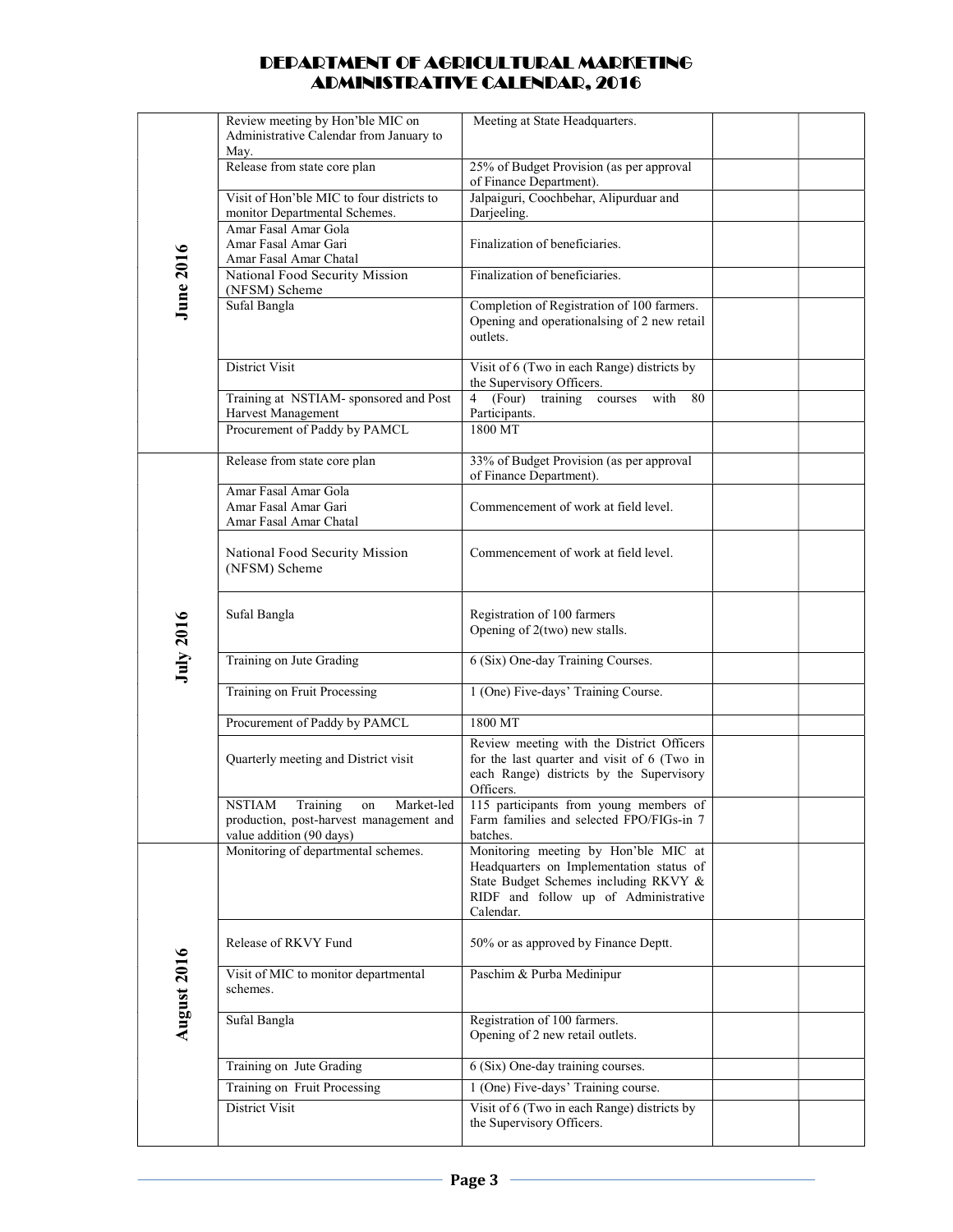# DEPARTMENT OF AGRICULTURAL MARKETING
## ADMINISTRATIVE CALENDAR, 2016

| | | | | |
|---|---|---|---|---|
| **June 2016** | Review meeting by Hon'ble MIC on Administrative Calendar from January to May. | Meeting at State Headquarters. | | |
| | Release from state core plan | 25% of Budget Provision (as per approval of Finance Department). | | |
| | Visit of Hon'ble MIC to four districts to monitor Departmental Schemes. | Jalpaiguri, Coochbehar, Alipurduar and Darjeeling. | | |
| | Amar Fasal Amar Gola<br>Amar Fasal Amar Gari<br>Amar Fasal Amar Chatal | Finalization of beneficiaries. | | |
| | National Food Security Mission (NFSM) Scheme | Finalization of beneficiaries. | | |
| | Sufal Bangla | Completion of Registration of 100 farmers. Opening and operationalsing of 2 new retail outlets. | | |
| | District Visit | Visit of 6 (Two in each Range) districts by the Supervisory Officers. | | |
| | Training at NSTIAM- sponsored and Post Harvest Management | 4 (Four) training courses with 80 Participants. | | |
| | Procurement of Paddy by PAMCL | 1800 MT | | |
| **July 2016** | Release from state core plan | 33% of Budget Provision (as per approval of Finance Department). | | |
| | Amar Fasal Amar Gola<br>Amar Fasal Amar Gari<br>Amar Fasal Amar Chatal | Commencement of work at field level. | | |
| | National Food Security Mission (NFSM) Scheme | Commencement of work at field level. | | |
| | Sufal Bangla | Registration of 100 farmers<br>Opening of 2(two) new stalls. | | |
| | Training on Jute Grading | 6 (Six) One-day Training Courses. | | |
| | Training on Fruit Processing | 1 (One) Five-days' Training Course. | | |
| | Procurement of Paddy by PAMCL | 1800 MT | | |
| | Quarterly meeting and District visit | Review meeting with the District Officers for the last quarter and visit of 6 (Two in each Range) districts by the Supervisory Officers. | | |
| | NSTIAM Training on Market-led production, post-harvest management and value addition (90 days) | 115 participants from young members of Farm families and selected FPO/FIGs-in 7 batches. | | |
| **August 2016** | Monitoring of departmental schemes. | Monitoring meeting by Hon'ble MIC at Headquarters on Implementation status of State Budget Schemes including RKVY & RIDF and follow up of Administrative Calendar. | | |
| | Release of RKVY Fund | 50% or as approved by Finance Deptt. | | |
| | Visit of MIC to monitor departmental schemes. | Paschim & Purba Medinipur | | |
| | Sufal Bangla | Registration of 100 farmers.<br>Opening of 2 new retail outlets. | | |
| | Training on Jute Grading | 6 (Six) One-day training courses. | | |
| | Training on Fruit Processing | 1 (One) Five-days' Training course. | | |
| | District Visit | Visit of 6 (Two in each Range) districts by the Supervisory Officers. | | |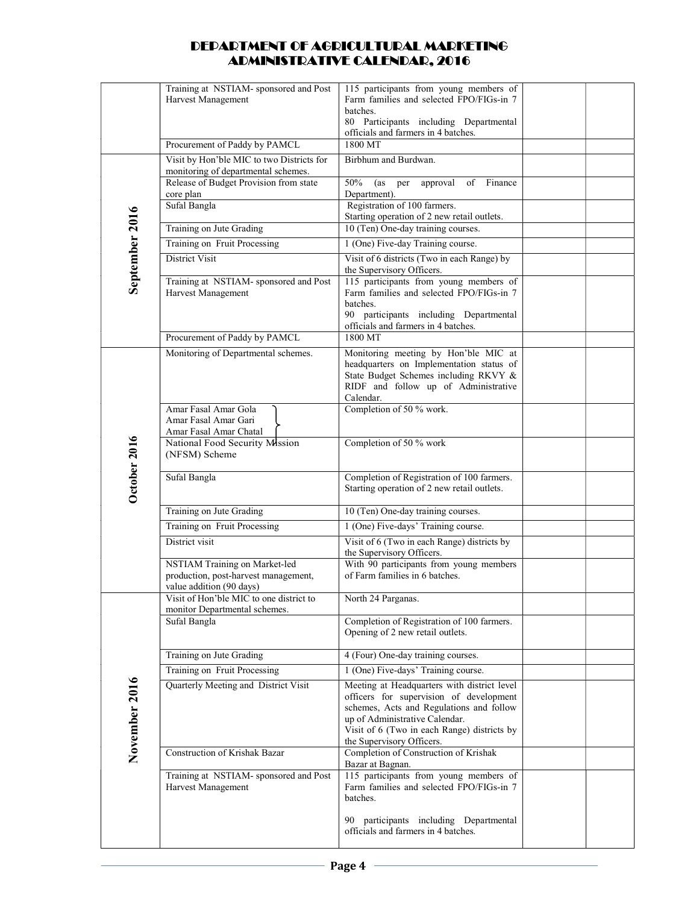# DEPARTMENT OF AGRICULTURAL MARKETING
# ADMINISTRATIVE CALENDAR, 2016

| | | | | |
|---|---|---|---|---|
| | Training at NSTIAM- sponsored and Post Harvest Management | 115 participants from young members of Farm families and selected FPO/FIGs-in 7 batches.<br>80 Participants including Departmental officials and farmers in 4 batches. | | |
| | Procurement of Paddy by PAMCL | 1800 MT | | |
| **September 2016** | Visit by Hon'ble MIC to two Districts for monitoring of departmental schemes. | Birbhum and Burdwan. | | |
| | Release of Budget Provision from state core plan | 50% (as per approval of Finance Department). | | |
| | Sufal Bangla | Registration of 100 farmers.<br>Starting operation of 2 new retail outlets. | | |
| | Training on Jute Grading | 10 (Ten) One-day training courses. | | |
| | Training on Fruit Processing | 1 (One) Five-day Training course. | | |
| | District Visit | Visit of 6 districts (Two in each Range) by the Supervisory Officers. | | |
| | Training at NSTIAM- sponsored and Post Harvest Management | 115 participants from young members of Farm families and selected FPO/FIGs-in 7 batches.<br>90 participants including Departmental officials and farmers in 4 batches. | | |
| | Procurement of Paddy by PAMCL | 1800 MT | | |
| **October 2016** | Monitoring of Departmental schemes. | Monitoring meeting by Hon'ble MIC at headquarters on Implementation status of State Budget Schemes including RKVY & RIDF and follow up of Administrative Calendar. | | |
| | Amar Fasal Amar Gola<br>Amar Fasal Amar Gari<br>Amar Fasal Amar Chatal | Completion of 50 % work. | | |
| | National Food Security Mission (NFSM) Scheme | Completion of 50 % work | | |
| | Sufal Bangla | Completion of Registration of 100 farmers.<br>Starting operation of 2 new retail outlets. | | |
| | Training on Jute Grading | 10 (Ten) One-day training courses. | | |
| | Training on Fruit Processing | 1 (One) Five-days' Training course. | | |
| | District visit | Visit of 6 (Two in each Range) districts by the Supervisory Officers. | | |
| | NSTIAM Training on Market-led production, post-harvest management, value addition (90 days) | With 90 participants from young members of Farm families in 6 batches. | | |
| **November 2016** | Visit of Hon'ble MIC to one district to monitor Departmental schemes. | North 24 Parganas. | | |
| | Sufal Bangla | Completion of Registration of 100 farmers.<br>Opening of 2 new retail outlets. | | |
| | Training on Jute Grading | 4 (Four) One-day training courses. | | |
| | Training on Fruit Processing | 1 (One) Five-days' Training course. | | |
| | Quarterly Meeting and District Visit | Meeting at Headquarters with district level officers for supervision of development schemes, Acts and Regulations and follow up of Administrative Calendar.<br>Visit of 6 (Two in each Range) districts by the Supervisory Officers. | | |
| | Construction of Krishak Bazar | Completion of Construction of Krishak Bazar at Bagnan. | | |
| | Training at NSTIAM- sponsored and Post Harvest Management | 115 participants from young members of Farm families and selected FPO/FIGs-in 7 batches.<br>90 participants including Departmental officials and farmers in 4 batches. | | |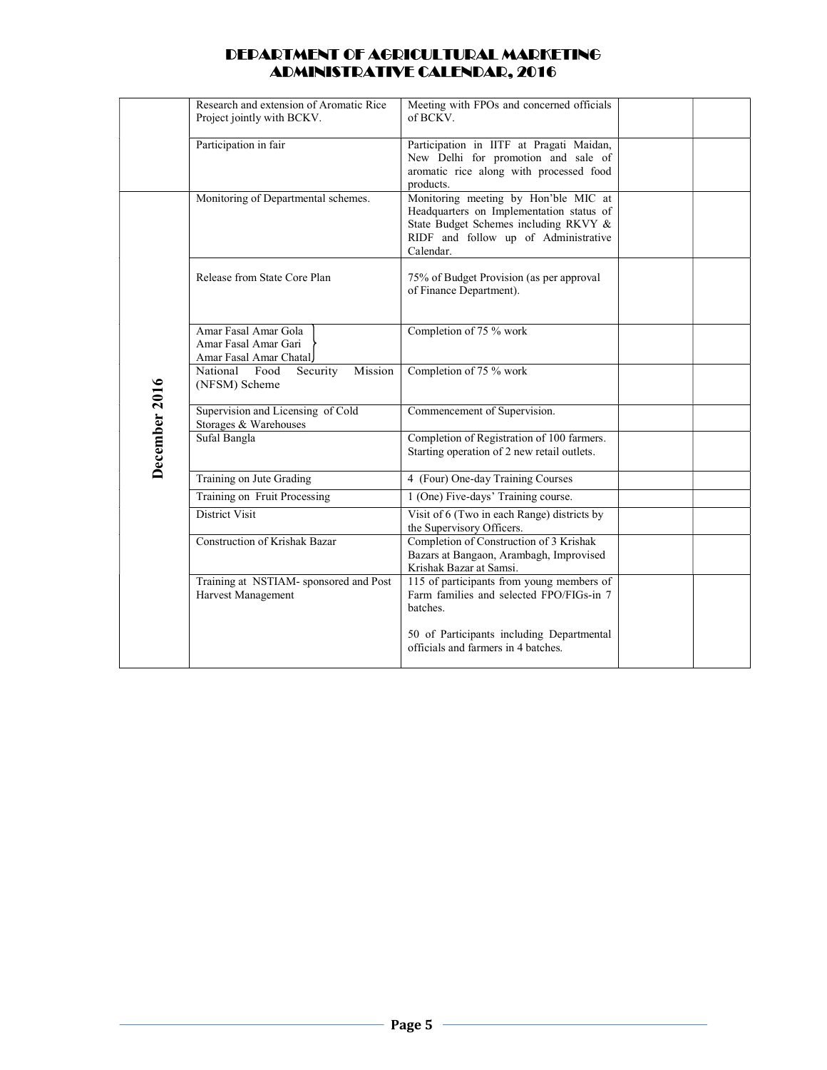# DEPARTMENT OF AGRICULTURAL MARKETING
# ADMINISTRATIVE CALENDAR, 2016

| | | | | |
|---|---|---|---|---|
| | Research and extension of Aromatic Rice Project jointly with BCKV. | Meeting with FPOs and concerned officials of BCKV. | | |
| | Participation in fair | Participation in IITF at Pragati Maidan, New Delhi for promotion and sale of aromatic rice along with processed food products. | | |
| December 2016 | Monitoring of Departmental schemes. | Monitoring meeting by Hon'ble MIC at Headquarters on Implementation status of State Budget Schemes including RKVY & RIDF and follow up of Administrative Calendar. | | |
| | Release from State Core Plan | 75% of Budget Provision (as per approval of Finance Department). | | |
| | Amar Fasal Amar Gola<br>Amar Fasal Amar Gari<br>Amar Fasal Amar Chatal | Completion of 75 % work | | |
| | National Food Security Mission (NFSM) Scheme | Completion of 75 % work | | |
| | Supervision and Licensing of Cold Storages & Warehouses | Commencement of Supervision. | | |
| | Sufal Bangla | Completion of Registration of 100 farmers. Starting operation of 2 new retail outlets. | | |
| | Training on Jute Grading | 4 (Four) One-day Training Courses | | |
| | Training on Fruit Processing | 1 (One) Five-days' Training course. | | |
| | District Visit | Visit of 6 (Two in each Range) districts by the Supervisory Officers. | | |
| | Construction of Krishak Bazar | Completion of Construction of 3 Krishak Bazars at Bangaon, Arambagh, Improvised Krishak Bazar at Samsi. | | |
| | Training at NSTIAM- sponsored and Post Harvest Management | 115 of participants from young members of Farm families and selected FPO/FIGs-in 7 batches.<br><br>50 of Participants including Departmental officials and farmers in 4 batches. | | |